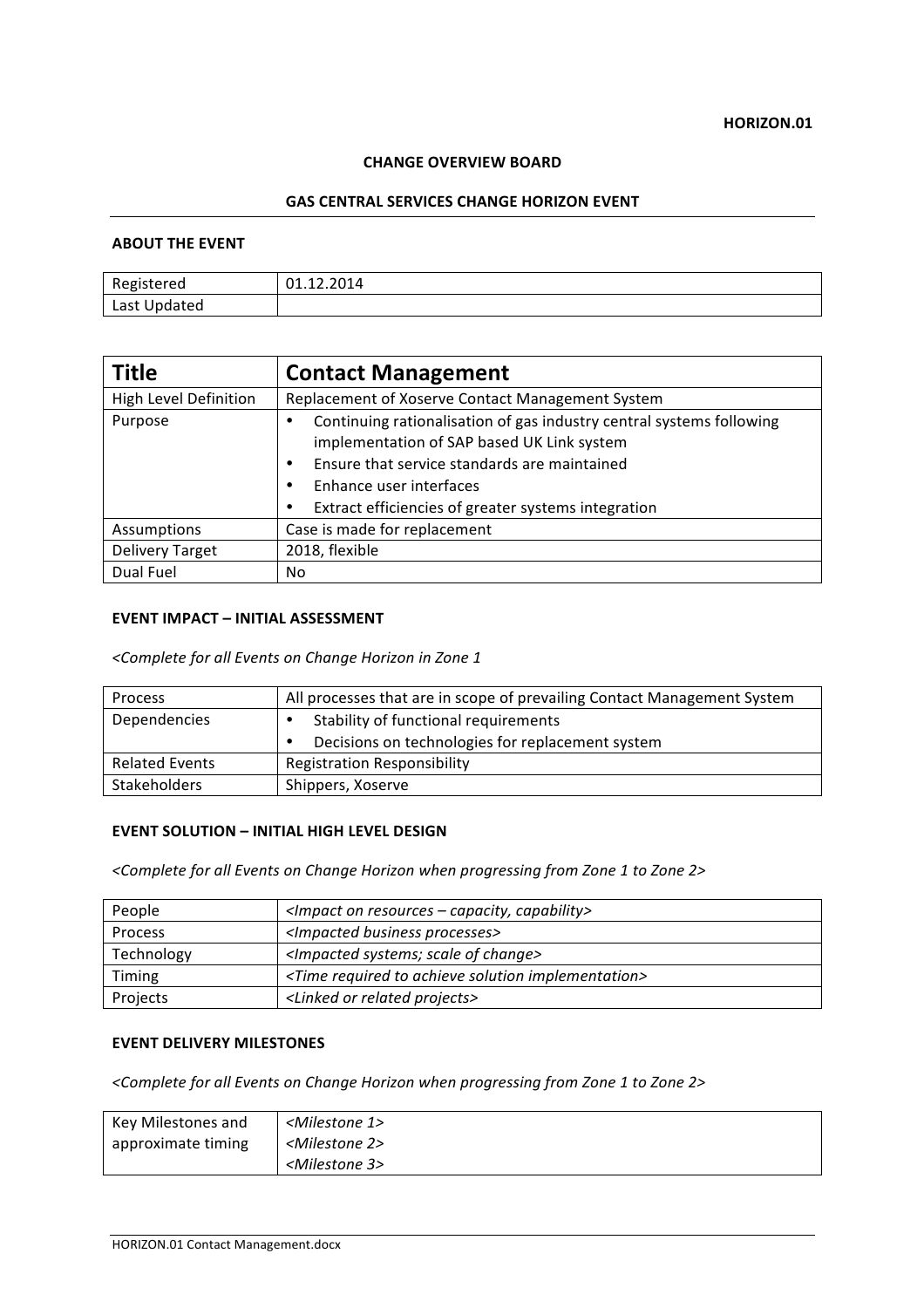**HORIZON.01**

**CHANGE OVERVIEW BOARD**

**GAS CENTRAL SERVICES CHANGE HORIZON EVENT**

**ABOUT THE EVENT**

| Registered | 01.12.2014 |
|---|---|
| Last Updated | |

| **Title** | **Contact Management** |
|---|---|
| High Level Definition | Replacement of Xoserve Contact Management System |
| Purpose | • Continuing rationalisation of gas industry central systems following implementation of SAP based UK Link system<br>• Ensure that service standards are maintained<br>• Enhance user interfaces<br>• Extract efficiencies of greater systems integration |
| Assumptions | Case is made for replacement |
| Delivery Target | 2018, flexible |
| Dual Fuel | No |

**EVENT IMPACT – INITIAL ASSESSMENT**

*<Complete for all Events on Change Horizon in Zone 1*

| Process | All processes that are in scope of prevailing Contact Management System |
|---|---|
| Dependencies | • Stability of functional requirements<br>• Decisions on technologies for replacement system |
| Related Events | Registration Responsibility |
| Stakeholders | Shippers, Xoserve |

**EVENT SOLUTION – INITIAL HIGH LEVEL DESIGN**

*<Complete for all Events on Change Horizon when progressing from Zone 1 to Zone 2>*

| People | *<Impact on resources – capacity, capability>* |
|---|---|
| Process | *<Impacted business processes>* |
| Technology | *<Impacted systems; scale of change>* |
| Timing | *<Time required to achieve solution implementation>* |
| Projects | *<Linked or related projects>* |

**EVENT DELIVERY MILESTONES**

*<Complete for all Events on Change Horizon when progressing from Zone 1 to Zone 2>*

| Key Milestones and approximate timing | *<Milestone 1>*<br>*<Milestone 2>*<br>*<Milestone 3>* |
|---|---|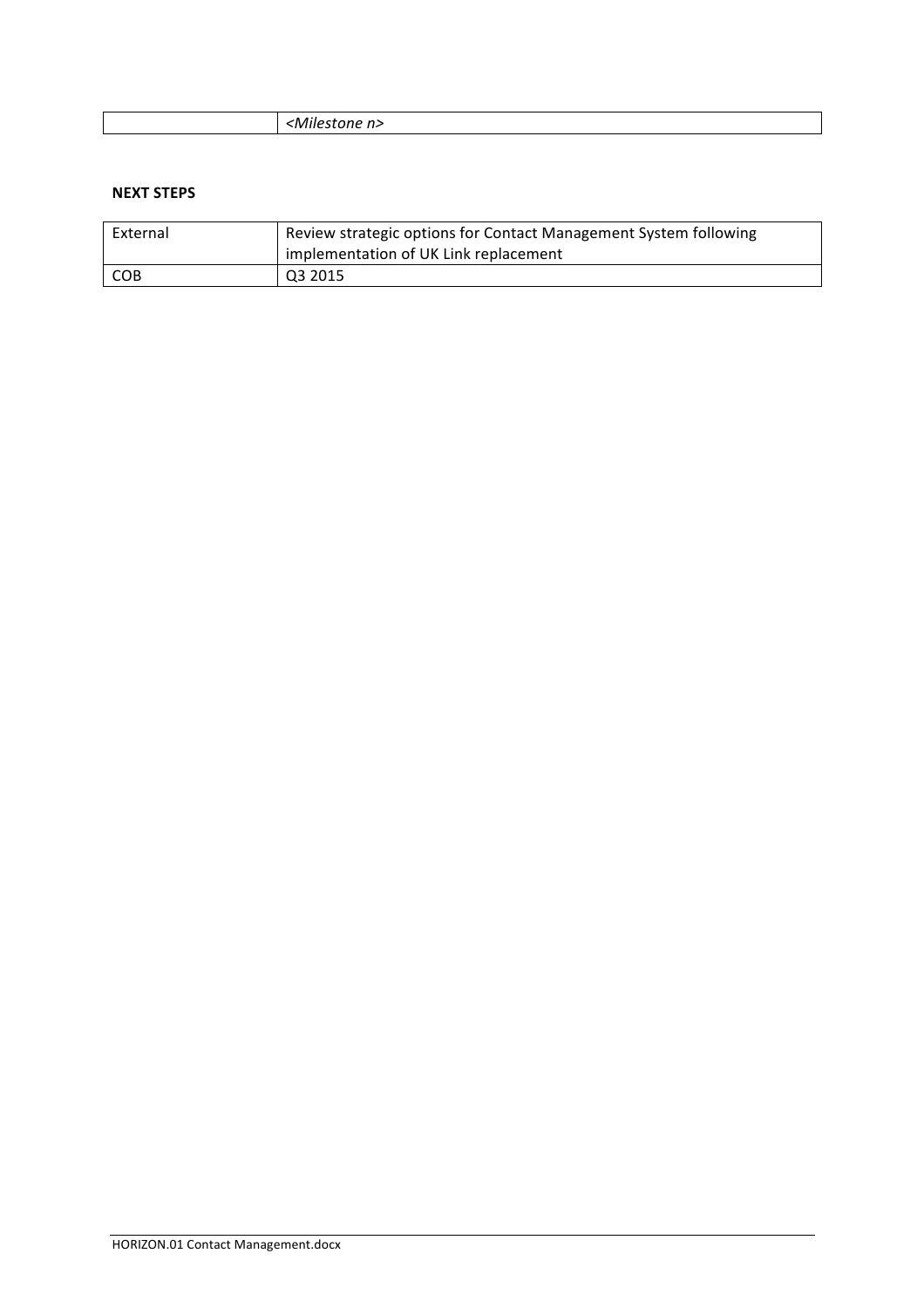| | |
|---|---|
| | *<Milestone n>* |

**NEXT STEPS**

| | |
|---|---|
| External | Review strategic options for Contact Management System following implementation of UK Link replacement |
| COB | Q3 2015 |